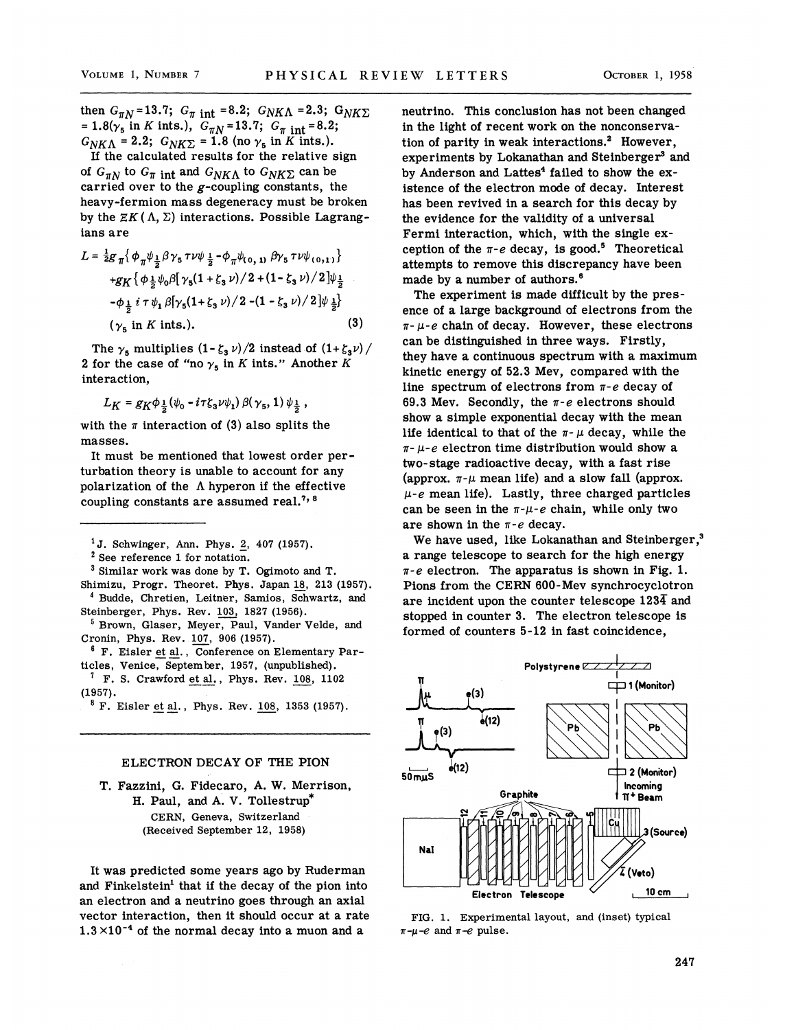then $G_{\pi N} = 13.7$; $G_{\pi\ \text{int}} = 8.2$; $G_{NK\Lambda} = 2.3$; $G_{NK\Sigma} = 1.8$($\gamma_5$ in $K$ ints.), $G_{\pi N} = 13.7$; $G_{\pi\ \text{int}} = 8.2$; $G_{NK\Lambda} = 2.2$; $G_{NK\Sigma} = 1.8$ (no $\gamma_5$ in $K$ ints.).

If the calculated results for the relative sign of $G_{\pi N}$ to $G_{\pi\ \text{int}}$ and $G_{NK\Lambda}$ to $G_{NK\Sigma}$ can be carried over to the $g$-coupling constants, the heavy-fermion mass degeneracy must be broken by the $\Xi K(\Lambda, \Sigma)$ interactions. Possible Lagrangians are

$$
\begin{aligned}
L = \tfrac{1}{2} g_\pi \{ &\phi_\pi \psi_{\frac{1}{2}} \beta\gamma_5 \tau\nu\psi_{\frac{1}{2}} - \phi_\pi \psi_{(0,1)} \beta\gamma_5 \tau\nu\psi_{(0,1)} \} \\
&+ g_K \{ \phi_{\frac{1}{2}} \psi_0 \beta[\gamma_5 (1+\zeta_3 \nu)/2 + (1-\zeta_3\nu)/2] \psi_{\frac{1}{2}} \\
&- \phi_{\frac{1}{2}} \, i\tau\psi_1 \beta[\gamma_5(1+\zeta_3\nu)/2 - (1-\zeta_3\nu)/2]\psi_{\frac{1}{2}} \} \\
&(\gamma_5 \text{ in } K \text{ ints.}). \qquad (3)
\end{aligned}
$$

The $\gamma_5$ multiplies $(1-\zeta_3\nu)/2$ instead of $(1+\zeta_3\nu)/2$ for the case of "no $\gamma_5$ in $K$ ints." Another $K$ interaction,

$$L_K = g_K \phi_{\frac{1}{2}} (\psi_0 - i\tau\zeta_3\nu\psi_1)\beta(\gamma_5, 1)\psi_{\frac{1}{2}},$$

with the $\pi$ interaction of (3) also splits the masses.

It must be mentioned that lowest order perturbation theory is unable to account for any polarization of the $\Lambda$ hyperon if the effective coupling constants are assumed real.[7,8]

[1] J. Schwinger, Ann. Phys. 2, 407 (1957).

[2] See reference 1 for notation.

[3] Similar work was done by T. Ogimoto and T. Shimizu, Progr. Theoret. Phys. Japan 18, 213 (1957).

[4] Budde, Chretien, Leitner, Samios, Schwartz, and Steinberger, Phys. Rev. 103, 1827 (1956).

[5] Brown, Glaser, Meyer, Paul, Vander Velde, and Cronin, Phys. Rev. 107, 906 (1957).

[6] F. Eisler et al., Conference on Elementary Particles, Venice, September, 1957, (unpublished).

[7] F. S. Crawford et al., Phys. Rev. 108, 1102 (1957).

[8] F. Eisler et al., Phys. Rev. 108, 1353 (1957).

---

## ELECTRON DECAY OF THE PION

T. Fazzini, G. Fidecaro, A. W. Merrison, H. Paul, and A. V. Tollestrup*

CERN, Geneva, Switzerland

(Received September 12, 1958)

It was predicted some years ago by Ruderman and Finkelstein[1] that if the decay of the pion into an electron and a neutrino goes through an axial vector interaction, then it should occur at a rate $1.3 \times 10^{-4}$ of the normal decay into a muon and a neutrino. This conclusion has not been changed in the light of recent work on the nonconservation of parity in weak interactions.[2] However, experiments by Lokanathan and Steinberger[3] and by Anderson and Lattes[4] failed to show the existence of the electron mode of decay. Interest has been revived in a search for this decay by the evidence for the validity of a universal Fermi interaction, which, with the single exception of the $\pi$-$e$ decay, is good.[5] Theoretical attempts to remove this discrepancy have been made by a number of authors.[6]

The experiment is made difficult by the presence of a large background of electrons from the $\pi$-$\mu$-$e$ chain of decay. However, these electrons can be distinguished in three ways. Firstly, they have a continuous spectrum with a maximum kinetic energy of 52.3 Mev, compared with the line spectrum of electrons from $\pi$-$e$ decay of 69.3 Mev. Secondly, the $\pi$-$e$ electrons should show a simple exponential decay with the mean life identical to that of the $\pi$-$\mu$ decay, while the $\pi$-$\mu$-$e$ electron time distribution would show a two-stage radioactive decay, with a fast rise (approx. $\pi$-$\mu$ mean life) and a slow fall (approx. $\mu$-$e$ mean life). Lastly, three charged particles can be seen in the $\pi$-$\mu$-$e$ chain, while only two are shown in the $\pi$-$e$ decay.

We have used, like Lokanathan and Steinberger,[3] a range telescope to search for the high energy $\pi$-$e$ electron. The apparatus is shown in Fig. 1. Pions from the CERN 600-Mev synchrocyclotron are incident upon the counter telescope $123\bar{4}$ and stopped in counter 3. The electron telescope is formed of counters 5-12 in fast coincidence,

FIG. 1. Experimental layout, and (inset) typical $\pi$-$\mu$-$e$ and $\pi$-$e$ pulse.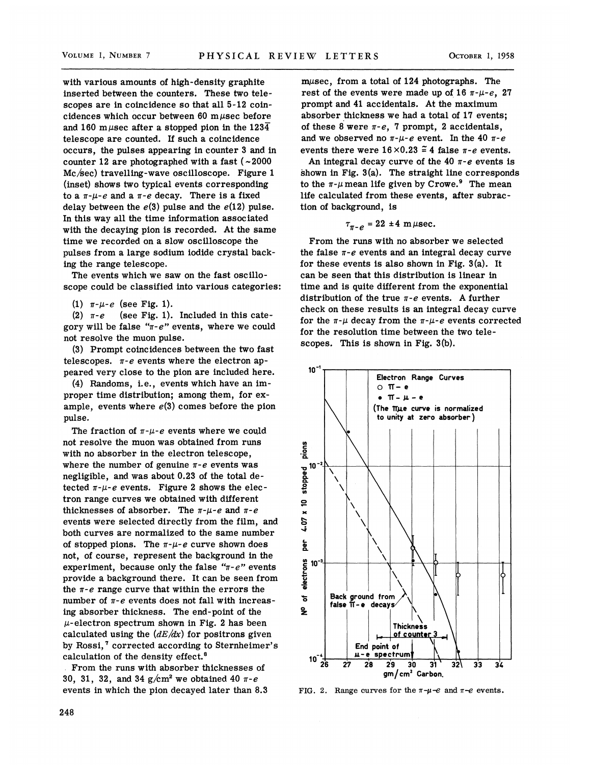with various amounts of high-density graphite inserted between the counters. These two telescopes are in coincidence so that all 5-12 coincidences which occur between 60 mμsec before and 160 mμsec after a stopped pion in the $123\bar{4}$ telescope are counted. If such a coincidence occurs, the pulses appearing in counter 3 and in counter 12 are photographed with a fast (~2000 Mc/sec) travelling-wave oscilloscope. Figure 1 (inset) shows two typical events corresponding to a $\pi$-$\mu$-$e$ and a $\pi$-$e$ decay. There is a fixed delay between the $e(3)$ pulse and the $e(12)$ pulse. In this way all the time information associated with the decaying pion is recorded. At the same time we recorded on a slow oscilloscope the pulses from a large sodium iodide crystal backing the range telescope.

The events which we saw on the fast oscilloscope could be classified into various categories:

(1) $\pi$-$\mu$-$e$ (see Fig. 1).

(2) $\pi$-$e$ (see Fig. 1). Included in this category will be false "$\pi$-$e$" events, where we could not resolve the muon pulse.

(3) Prompt coincidences between the two fast telescopes. $\pi$-$e$ events where the electron appeared very close to the pion are included here.

(4) Randoms, i.e., events which have an improper time distribution; among them, for example, events where $e(3)$ comes before the pion pulse.

The fraction of $\pi$-$\mu$-$e$ events where we could not resolve the muon was obtained from runs with no absorber in the electron telescope, where the number of genuine $\pi$-$e$ events was negligible, and was about 0.23 of the total detected $\pi$-$\mu$-$e$ events. Figure 2 shows the electron range curves we obtained with different thicknesses of absorber. The $\pi$-$\mu$-$e$ and $\pi$-$e$ events were selected directly from the film, and both curves are normalized to the same number of stopped pions. The $\pi$-$\mu$-$e$ curve shown does not, of course, represent the background in the experiment, because only the false "$\pi$-$e$" events provide a background there. It can be seen from the $\pi$-$e$ range curve that within the errors the number of $\pi$-$e$ events does not fall with increasing absorber thickness. The end-point of the $\mu$-electron spectrum shown in Fig. 2 has been calculated using the $(dE/dx)$ for positrons given by Rossi,[7] corrected according to Sternheimer's calculation of the density effect.[8]

From the runs with absorber thicknesses of 30, 31, 32, and 34 g/cm² we obtained 40 $\pi$-$e$ events in which the pion decayed later than 8.3 mμsec, from a total of 124 photographs. The rest of the events were made up of 16 $\pi$-$\mu$-$e$, 27 prompt and 41 accidentals. At the maximum absorber thickness we had a total of 17 events; of these 8 were $\pi$-$e$, 7 prompt, 2 accidentals, and we observed no $\pi$-$\mu$-$e$ event. In the 40 $\pi$-$e$ events there were $16\times 0.23 \cong 4$ false $\pi$-$e$ events.

An integral decay curve of the 40 $\pi$-$e$ events is shown in Fig. 3(a). The straight line corresponds to the $\pi$-$\mu$ mean life given by Crowe.[9] The mean life calculated from these events, after subtraction of background, is

$$\tau_{\pi-e} = 22 \pm 4 \text{ m}\mu\text{sec}.$$

From the runs with no absorber we selected the false $\pi$-$e$ events and an integral decay curve for these events is also shown in Fig. 3(a). It can be seen that this distribution is linear in time and is quite different from the exponential distribution of the true $\pi$-$e$ events. A further check on these results is an integral decay curve for the $\pi$-$\mu$ decay from the $\pi$-$\mu$-$e$ events corrected for the resolution time between the two telescopes. This is shown in Fig. 3(b).

FIG. 2. Range curves for the $\pi$-$\mu$-$e$ and $\pi$-$e$ events.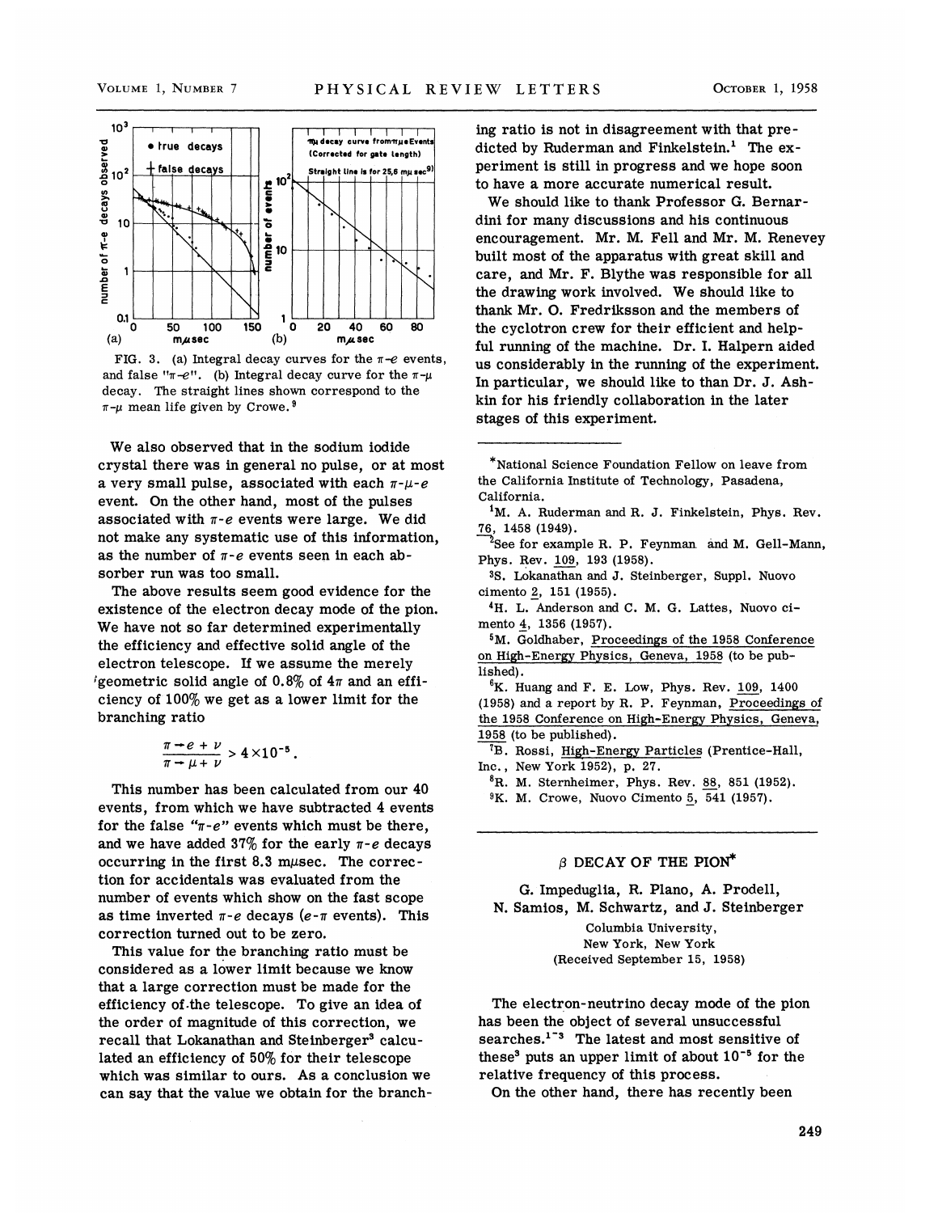10³

• true decays

+ false decays

number of π-e decays observed

10²

10

1

0.1

0 50 100 150

(a) mμsec

πμ decay curve from πμe Events (Corrected for gate length)

Straight line is for 25,6 mμ sec[9]

number of events

10²

10

1

0 20 40 60 80

(b) mμsec

FIG. 3. (a) Integral decay curves for the $\pi$-$e$ events, and false "$\pi$-$e$". (b) Integral decay curve for the $\pi$-$\mu$ decay. The straight lines shown correspond to the $\pi$-$\mu$ mean life given by Crowe.[9]

We also observed that in the sodium iodide crystal there was in general no pulse, or at most a very small pulse, associated with each $\pi$-$\mu$-$e$ event. On the other hand, most of the pulses associated with $\pi$-$e$ events were large. We did not make any systematic use of this information, as the number of $\pi$-$e$ events seen in each absorber run was too small.

The above results seem good evidence for the existence of the electron decay mode of the pion. We have not so far determined experimentally the efficiency and effective solid angle of the electron telescope. If we assume the merely geometric solid angle of 0.8% of $4\pi$ and an efficiency of 100% we get as a lower limit for the branching ratio

$$\frac{\pi \rightarrow e + \nu}{\pi \rightarrow \mu + \nu} > 4 \times 10^{-5}.$$

This number has been calculated from our 40 events, from which we have subtracted 4 events for the false "$\pi$-$e$" events which must be there, and we have added 37% for the early $\pi$-$e$ decays occurring in the first 8.3 mμsec. The correction for accidentals was evaluated from the number of events which show on the fast scope as time inverted $\pi$-$e$ decays ($e$-$\pi$ events). This correction turned out to be zero.

This value for the branching ratio must be considered as a lower limit because we know that a large correction must be made for the efficiency of the telescope. To give an idea of the order of magnitude of this correction, we recall that Lokanathan and Steinberger[3] calculated an efficiency of 50% for their telescope which was similar to ours. As a conclusion we can say that the value we obtain for the branching ratio is not in disagreement with that predicted by Ruderman and Finkelstein.[1] The experiment is still in progress and we hope soon to have a more accurate numerical result.

We should like to thank Professor G. Bernardini for many discussions and his continuous encouragement. Mr. M. Fell and Mr. M. Renevey built most of the apparatus with great skill and care, and Mr. F. Blythe was responsible for all the drawing work involved. We should like to thank Mr. O. Fredriksson and the members of the cyclotron crew for their efficient and helpful running of the machine. Dr. I. Halpern aided us considerably in the running of the experiment. In particular, we should like to than Dr. J. Ashkin for his friendly collaboration in the later stages of this experiment.

---

*National Science Foundation Fellow on leave from the California Institute of Technology, Pasadena, California.

[1] M. A. Ruderman and R. J. Finkelstein, Phys. Rev. 76, 1458 (1949).

[2] See for example R. P. Feynman and M. Gell-Mann, Phys. Rev. 109, 193 (1958).

[3] S. Lokanathan and J. Steinberger, Suppl. Nuovo cimento 2, 151 (1955).

[4] H. L. Anderson and C. M. G. Lattes, Nuovo cimento 4, 1356 (1957).

[5] M. Goldhaber, Proceedings of the 1958 Conference on High-Energy Physics, Geneva, 1958 (to be published).

[6] K. Huang and F. E. Low, Phys. Rev. 109, 1400 (1958) and a report by R. P. Feynman, Proceedings of the 1958 Conference on High-Energy Physics, Geneva, 1958 (to be published).

[7] B. Rossi, High-Energy Particles (Prentice-Hall, Inc., New York 1952), p. 27.

[8] R. M. Sternheimer, Phys. Rev. 88, 851 (1952).

[9] K. M. Crowe, Nuovo Cimento 5, 541 (1957).

---

## $\beta$ DECAY OF THE PION*

G. Impeduglia, R. Plano, A. Prodell, N. Samios, M. Schwartz, and J. Steinberger

Columbia University, New York, New York

(Received September 15, 1958)

The electron-neutrino decay mode of the pion has been the object of several unsuccessful searches.[1-3] The latest and most sensitive of these[3] puts an upper limit of about $10^{-5}$ for the relative frequency of this process.

On the other hand, there has recently been